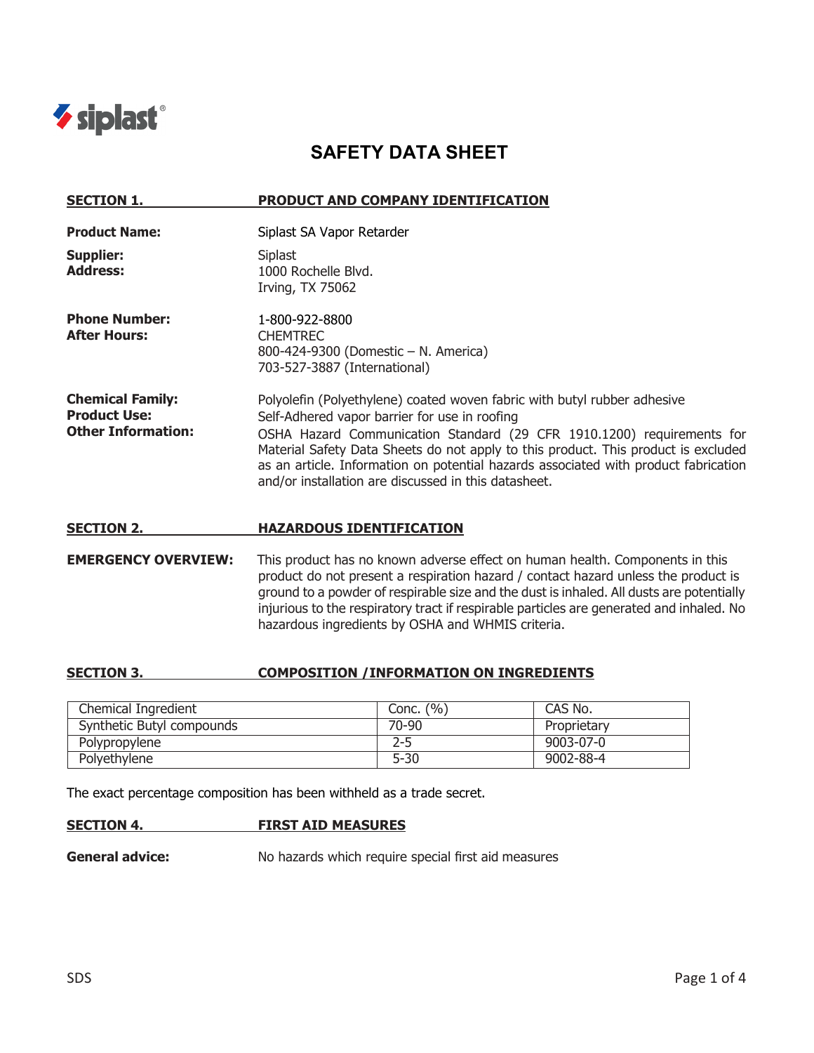siplast®

# SAFETY DATA SHEET

## SECTION 1. PRODUCT AND COMPANY IDENTIFICATION

**Product Name:** Siplast SA Vapor Retarder

**Supplier:** Siplast
**Address:** 1000 Rochelle Blvd.
Irving, TX 75062

**Phone Number:** 1-800-922-8800
**After Hours:** CHEMTREC
800-424-9300 (Domestic – N. America)
703-527-3887 (International)

**Chemical Family:** Polyolefin (Polyethylene) coated woven fabric with butyl rubber adhesive
**Product Use:** Self-Adhered vapor barrier for use in roofing
**Other Information:** OSHA Hazard Communication Standard (29 CFR 1910.1200) requirements for Material Safety Data Sheets do not apply to this product. This product is excluded as an article. Information on potential hazards associated with product fabrication and/or installation are discussed in this datasheet.

## SECTION 2. HAZARDOUS IDENTIFICATION

**EMERGENCY OVERVIEW:** This product has no known adverse effect on human health. Components in this product do not present a respiration hazard / contact hazard unless the product is ground to a powder of respirable size and the dust is inhaled. All dusts are potentially injurious to the respiratory tract if respirable particles are generated and inhaled. No hazardous ingredients by OSHA and WHMIS criteria.

## SECTION 3. COMPOSITION /INFORMATION ON INGREDIENTS

| Chemical Ingredient | Conc. (%) | CAS No. |
|---|---|---|
| Synthetic Butyl compounds | 70-90 | Proprietary |
| Polypropylene | 2-5 | 9003-07-0 |
| Polyethylene | 5-30 | 9002-88-4 |

The exact percentage composition has been withheld as a trade secret.

## SECTION 4. FIRST AID MEASURES

**General advice:** No hazards which require special first aid measures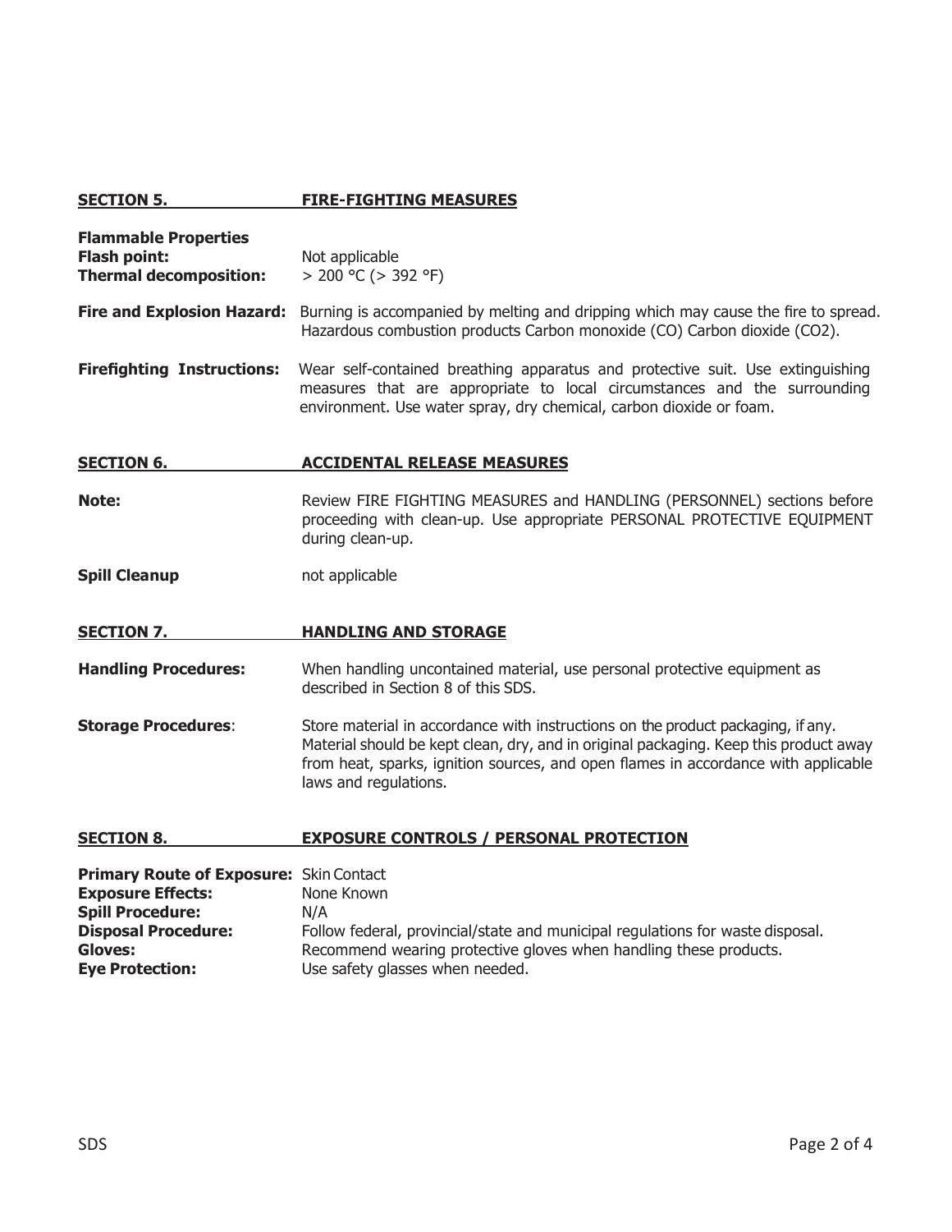## SECTION 5. FIRE-FIGHTING MEASURES

**Flammable Properties**
**Flash point:** Not applicable
**Thermal decomposition:** > 200 °C (> 392 °F)

**Fire and Explosion Hazard:** Burning is accompanied by melting and dripping which may cause the fire to spread. Hazardous combustion products Carbon monoxide (CO) Carbon dioxide ($CO_2$).

**Firefighting Instructions:** Wear self-contained breathing apparatus and protective suit. Use extinguishing measures that are appropriate to local circumstances and the surrounding environment. Use water spray, dry chemical, carbon dioxide or foam.

## SECTION 6. ACCIDENTAL RELEASE MEASURES

**Note:** Review FIRE FIGHTING MEASURES and HANDLING (PERSONNEL) sections before proceeding with clean-up. Use appropriate PERSONAL PROTECTIVE EQUIPMENT during clean-up.

**Spill Cleanup** not applicable

## SECTION 7. HANDLING AND STORAGE

**Handling Procedures:** When handling uncontained material, use personal protective equipment as described in Section 8 of this SDS.

**Storage Procedures**: Store material in accordance with instructions on the product packaging, if any. Material should be kept clean, dry, and in original packaging. Keep this product away from heat, sparks, ignition sources, and open flames in accordance with applicable laws and regulations.

## SECTION 8. EXPOSURE CONTROLS / PERSONAL PROTECTION

**Primary Route of Exposure:** Skin Contact
**Exposure Effects:** None Known
**Spill Procedure:** N/A
**Disposal Procedure:** Follow federal, provincial/state and municipal regulations for waste disposal.
**Gloves:** Recommend wearing protective gloves when handling these products.
**Eye Protection:** Use safety glasses when needed.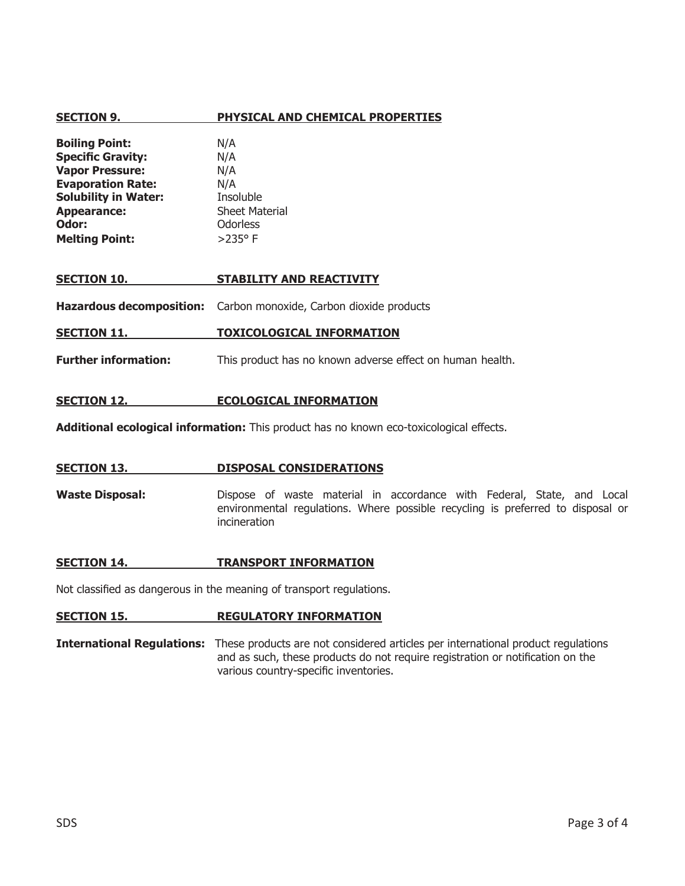## SECTION 9. PHYSICAL AND CHEMICAL PROPERTIES

**Boiling Point:** N/A
**Specific Gravity:** N/A
**Vapor Pressure:** N/A
**Evaporation Rate:** N/A
**Solubility in Water:** Insoluble
**Appearance:** Sheet Material
**Odor:** Odorless
**Melting Point:** >235° F

## SECTION 10. STABILITY AND REACTIVITY

**Hazardous decomposition:** Carbon monoxide, Carbon dioxide products

## SECTION 11. TOXICOLOGICAL INFORMATION

**Further information:** This product has no known adverse effect on human health.

## SECTION 12. ECOLOGICAL INFORMATION

**Additional ecological information:** This product has no known eco-toxicological effects.

## SECTION 13. DISPOSAL CONSIDERATIONS

**Waste Disposal:** Dispose of waste material in accordance with Federal, State, and Local environmental regulations. Where possible recycling is preferred to disposal or incineration

## SECTION 14. TRANSPORT INFORMATION

Not classified as dangerous in the meaning of transport regulations.

## SECTION 15. REGULATORY INFORMATION

**International Regulations:** These products are not considered articles per international product regulations and as such, these products do not require registration or notification on the various country-specific inventories.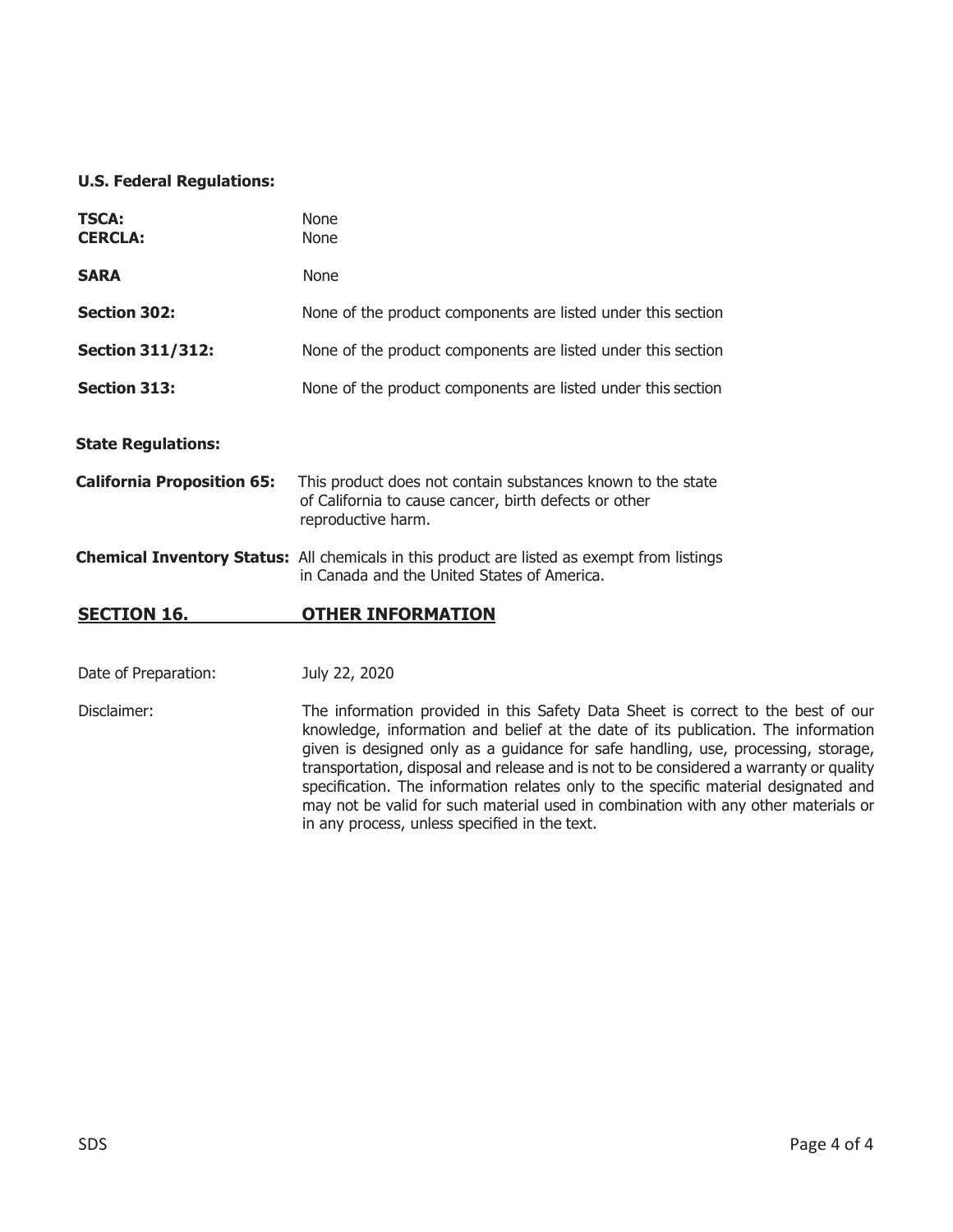**U.S. Federal Regulations:**

| | |
|---|---|
| **TSCA:** | None |
| **CERCLA:** | None |
| **SARA** | None |
| **Section 302:** | None of the product components are listed under this section |
| **Section 311/312:** | None of the product components are listed under this section |
| **Section 313:** | None of the product components are listed under this section |

**State Regulations:**

| | |
|---|---|
| **California Proposition 65:** | This product does not contain substances known to the state of California to cause cancer, birth defects or other reproductive harm. |
| **Chemical Inventory Status:** | All chemicals in this product are listed as exempt from listings in Canada and the United States of America. |

## SECTION 16. OTHER INFORMATION

| | |
|---|---|
| Date of Preparation: | July 22, 2020 |
| Disclaimer: | The information provided in this Safety Data Sheet is correct to the best of our knowledge, information and belief at the date of its publication. The information given is designed only as a guidance for safe handling, use, processing, storage, transportation, disposal and release and is not to be considered a warranty or quality specification. The information relates only to the specific material designated and may not be valid for such material used in combination with any other materials or in any process, unless specified in the text. |